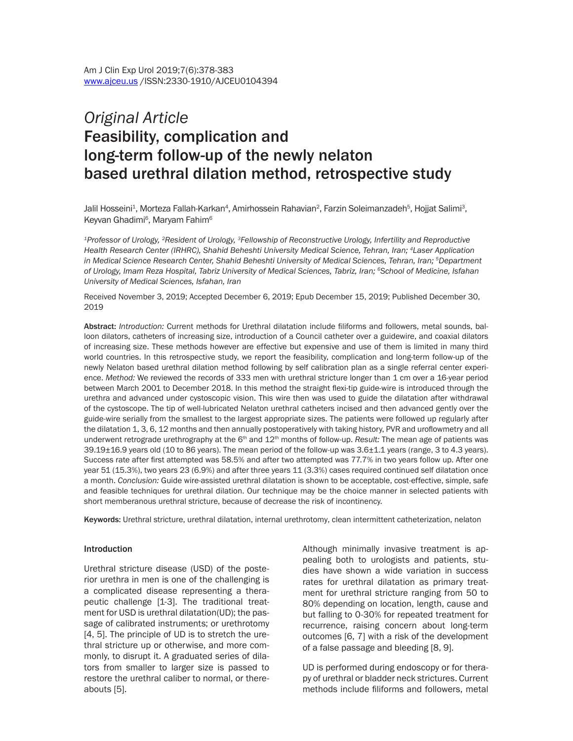*Original Article*

# Feasibility, complication and long-term follow-up of the newly nelaton based urethral dilation method, retrospective study

Jalil Hosseini[1], Morteza Fallah-Karkan[4], Amirhossein Rahavian[2], Farzin Soleimanzadeh[5], Hojjat Salimi[3], Keyvan Ghadimi[6], Maryam Fahim[6]

*[1]Professor of Urology, [2]Resident of Urology, [3]Fellowship of Reconstructive Urology, Infertility and Reproductive Health Research Center (IRHRC), Shahid Beheshti University Medical Science, Tehran, Iran; [4]Laser Application in Medical Science Research Center, Shahid Beheshti University of Medical Sciences, Tehran, Iran; [5]Department of Urology, Imam Reza Hospital, Tabriz University of Medical Sciences, Tabriz, Iran; [6]School of Medicine, Isfahan University of Medical Sciences, Isfahan, Iran*

Received November 3, 2019; Accepted December 6, 2019; Epub December 15, 2019; Published December 30, 2019

**Abstract:** *Introduction:* Current methods for Urethral dilatation include filiforms and followers, metal sounds, balloon dilators, catheters of increasing size, introduction of a Council catheter over a guidewire, and coaxial dilators of increasing size. These methods however are effective but expensive and use of them is limited in many third world countries. In this retrospective study, we report the feasibility, complication and long-term follow-up of the newly Nelaton based urethral dilation method following by self calibration plan as a single referral center experience. *Method:* We reviewed the records of 333 men with urethral stricture longer than 1 cm over a 16-year period between March 2001 to December 2018. In this method the straight flexi-tip guide-wire is introduced through the urethra and advanced under cystoscopic vision. This wire then was used to guide the dilatation after withdrawal of the cystoscope. The tip of well-lubricated Nelaton urethral catheters incised and then advanced gently over the guide-wire serially from the smallest to the largest appropriate sizes. The patients were followed up regularly after the dilatation 1, 3, 6, 12 months and then annually postoperatively with taking history, PVR and uroflowmetry and all underwent retrograde urethrography at the 6th and 12th months of follow-up. *Result:* The mean age of patients was 39.19±16.9 years old (10 to 86 years). The mean period of the follow-up was 3.6±1.1 years (range, 3 to 4.3 years). Success rate after first attempted was 58.5% and after two attempted was 77.7% in two years follow up. After one year 51 (15.3%), two years 23 (6.9%) and after three years 11 (3.3%) cases required continued self dilatation once a month. *Conclusion:* Guide wire-assisted urethral dilatation is shown to be acceptable, cost-effective, simple, safe and feasible techniques for urethral dilation. Our technique may be the choice manner in selected patients with short memberanous urethral stricture, because of decrease the risk of incontinency.

**Keywords:** Urethral stricture, urethral dilatation, internal urethrotomy, clean intermittent catheterization, nelaton

## Introduction

Urethral stricture disease (USD) of the posterior urethra in men is one of the challenging is a complicated disease representing a therapeutic challenge [1-3]. The traditional treatment for USD is urethral dilatation(UD); the passage of calibrated instruments; or urethrotomy [4, 5]. The principle of UD is to stretch the urethral stricture up or otherwise, and more commonly, to disrupt it. A graduated series of dilators from smaller to larger size is passed to restore the urethral caliber to normal, or thereabouts [5].

Although minimally invasive treatment is appealing both to urologists and patients, studies have shown a wide variation in success rates for urethral dilatation as primary treatment for urethral stricture ranging from 50 to 80% depending on location, length, cause and but falling to 0-30% for repeated treatment for recurrence, raising concern about long-term outcomes [6, 7] with a risk of the development of a false passage and bleeding [8, 9].

UD is performed during endoscopy or for therapy of urethral or bladder neck strictures. Current methods include filiforms and followers, metal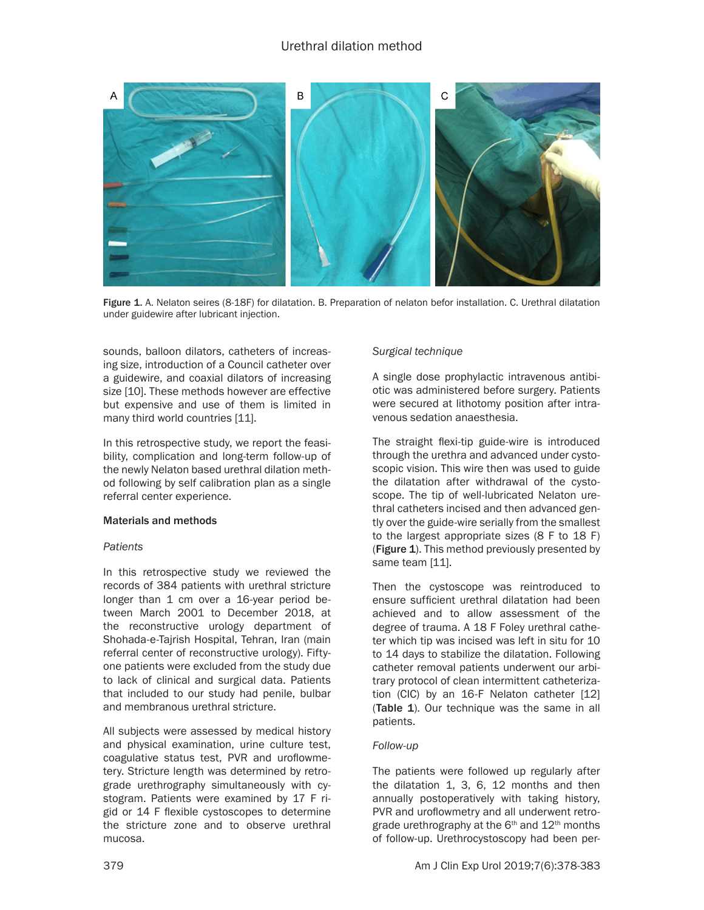Figure 1. A. Nelaton seires (8-18F) for dilatation. B. Preparation of nelaton befor installation. C. Urethral dilatation under guidewire after lubricant injection.

sounds, balloon dilators, catheters of increasing size, introduction of a Council catheter over a guidewire, and coaxial dilators of increasing size [10]. These methods however are effective but expensive and use of them is limited in many third world countries [11].

In this retrospective study, we report the feasibility, complication and long-term follow-up of the newly Nelaton based urethral dilation method following by self calibration plan as a single referral center experience.

## Materials and methods

### *Patients*

In this retrospective study we reviewed the records of 384 patients with urethral stricture longer than 1 cm over a 16-year period between March 2001 to December 2018, at the reconstructive urology department of Shohada-e-Tajrish Hospital, Tehran, Iran (main referral center of reconstructive urology). Fifty-one patients were excluded from the study due to lack of clinical and surgical data. Patients that included to our study had penile, bulbar and membranous urethral stricture.

All subjects were assessed by medical history and physical examination, urine culture test, coagulative status test, PVR and uroflowmetery. Stricture length was determined by retrograde urethrography simultaneously with cystogram. Patients were examined by 17 F rigid or 14 F flexible cystoscopes to determine the stricture zone and to observe urethral mucosa.

### *Surgical technique*

A single dose prophylactic intravenous antibiotic was administered before surgery. Patients were secured at lithotomy position after intravenous sedation anaesthesia.

The straight flexi-tip guide-wire is introduced through the urethra and advanced under cystoscopic vision. This wire then was used to guide the dilatation after withdrawal of the cystoscope. The tip of well-lubricated Nelaton urethral catheters incised and then advanced gently over the guide-wire serially from the smallest to the largest appropriate sizes (8 F to 18 F) (**Figure 1**). This method previously presented by same team [11].

Then the cystoscope was reintroduced to ensure sufficient urethral dilatation had been achieved and to allow assessment of the degree of trauma. A 18 F Foley urethral catheter which tip was incised was left in situ for 10 to 14 days to stabilize the dilatation. Following catheter removal patients underwent our arbitrary protocol of clean intermittent catheterization (CIC) by an 16-F Nelaton catheter [12] (**Table 1**). Our technique was the same in all patients.

### *Follow-up*

The patients were followed up regularly after the dilatation 1, 3, 6, 12 months and then annually postoperatively with taking history, PVR and uroflowmetry and all underwent retrograde urethrography at the 6th and 12th months of follow-up. Urethrocystoscopy had been per-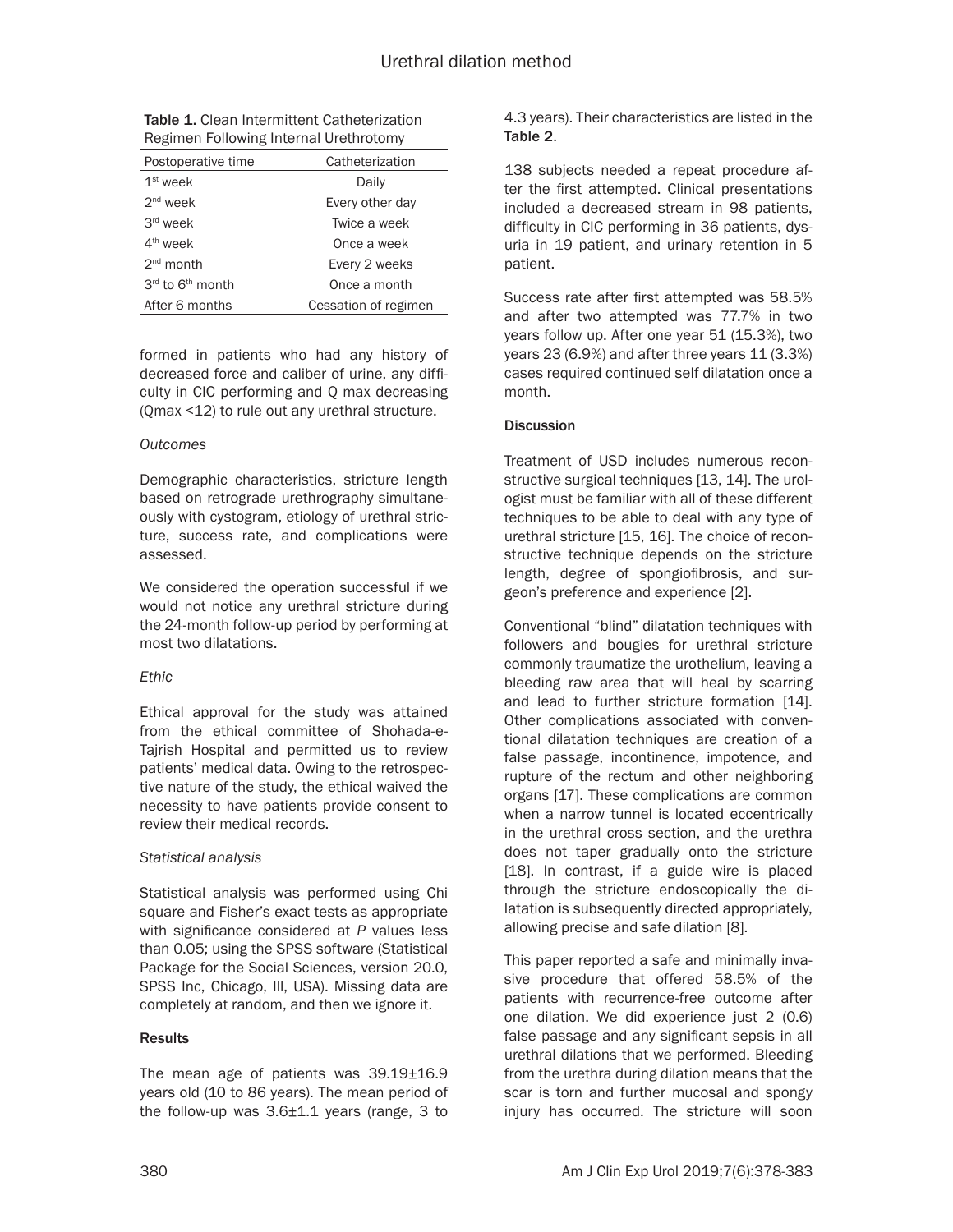Table 1. Clean Intermittent Catheterization Regimen Following Internal Urethrotomy

| Postoperative time | Catheterization |
|---|---|
| 1st week | Daily |
| 2nd week | Every other day |
| 3rd week | Twice a week |
| 4th week | Once a week |
| 2nd month | Every 2 weeks |
| 3rd to 6th month | Once a month |
| After 6 months | Cessation of regimen |

formed in patients who had any history of decreased force and caliber of urine, any difficulty in CIC performing and Q max decreasing (Qmax <12) to rule out any urethral structure.

*Outcomes*

Demographic characteristics, stricture length based on retrograde urethrography simultaneously with cystogram, etiology of urethral stricture, success rate, and complications were assessed.

We considered the operation successful if we would not notice any urethral stricture during the 24-month follow-up period by performing at most two dilatations.

*Ethic*

Ethical approval for the study was attained from the ethical committee of Shohada-e-Tajrish Hospital and permitted us to review patients' medical data. Owing to the retrospective nature of the study, the ethical waived the necessity to have patients provide consent to review their medical records.

*Statistical analysis*

Statistical analysis was performed using Chi square and Fisher's exact tests as appropriate with significance considered at *P* values less than 0.05; using the SPSS software (Statistical Package for the Social Sciences, version 20.0, SPSS Inc, Chicago, Ill, USA). Missing data are completely at random, and then we ignore it.

## Results

The mean age of patients was 39.19±16.9 years old (10 to 86 years). The mean period of the follow-up was 3.6±1.1 years (range, 3 to 4.3 years). Their characteristics are listed in the **Table 2**.

138 subjects needed a repeat procedure after the first attempted. Clinical presentations included a decreased stream in 98 patients, difficulty in CIC performing in 36 patients, dysuria in 19 patient, and urinary retention in 5 patient.

Success rate after first attempted was 58.5% and after two attempted was 77.7% in two years follow up. After one year 51 (15.3%), two years 23 (6.9%) and after three years 11 (3.3%) cases required continued self dilatation once a month.

## Discussion

Treatment of USD includes numerous reconstructive surgical techniques [13, 14]. The urologist must be familiar with all of these different techniques to be able to deal with any type of urethral stricture [15, 16]. The choice of reconstructive technique depends on the stricture length, degree of spongiofibrosis, and surgeon's preference and experience [2].

Conventional "blind" dilatation techniques with followers and bougies for urethral stricture commonly traumatize the urothelium, leaving a bleeding raw area that will heal by scarring and lead to further stricture formation [14]. Other complications associated with conventional dilatation techniques are creation of a false passage, incontinence, impotence, and rupture of the rectum and other neighboring organs [17]. These complications are common when a narrow tunnel is located eccentrically in the urethral cross section, and the urethra does not taper gradually onto the stricture [18]. In contrast, if a guide wire is placed through the stricture endoscopically the dilatation is subsequently directed appropriately, allowing precise and safe dilation [8].

This paper reported a safe and minimally invasive procedure that offered 58.5% of the patients with recurrence-free outcome after one dilation. We did experience just 2 (0.6) false passage and any significant sepsis in all urethral dilations that we performed. Bleeding from the urethra during dilation means that the scar is torn and further mucosal and spongy injury has occurred. The stricture will soon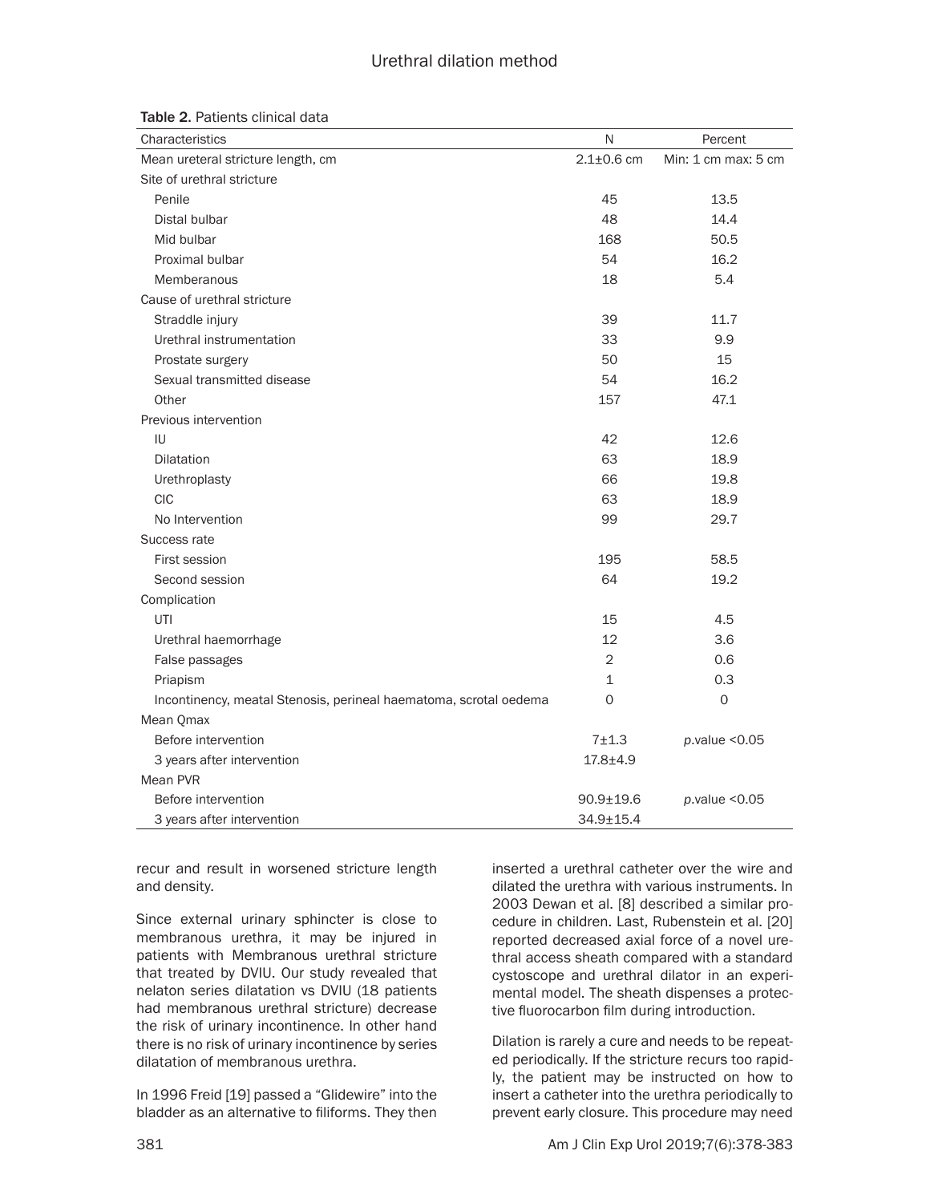Table 2. Patients clinical data

| Characteristics | N | Percent |
|---|---|---|
| Mean ureteral stricture length, cm | 2.1±0.6 cm | Min: 1 cm max: 5 cm |
| Site of urethral stricture | | |
| Penile | 45 | 13.5 |
| Distal bulbar | 48 | 14.4 |
| Mid bulbar | 168 | 50.5 |
| Proximal bulbar | 54 | 16.2 |
| Memberanous | 18 | 5.4 |
| Cause of urethral stricture | | |
| Straddle injury | 39 | 11.7 |
| Urethral instrumentation | 33 | 9.9 |
| Prostate surgery | 50 | 15 |
| Sexual transmitted disease | 54 | 16.2 |
| Other | 157 | 47.1 |
| Previous intervention | | |
| IU | 42 | 12.6 |
| Dilatation | 63 | 18.9 |
| Urethroplasty | 66 | 19.8 |
| CIC | 63 | 18.9 |
| No Intervention | 99 | 29.7 |
| Success rate | | |
| First session | 195 | 58.5 |
| Second session | 64 | 19.2 |
| Complication | | |
| UTI | 15 | 4.5 |
| Urethral haemorrhage | 12 | 3.6 |
| False passages | 2 | 0.6 |
| Priapism | 1 | 0.3 |
| Incontinency, meatal Stenosis, perineal haematoma, scrotal oedema | 0 | 0 |
| Mean Qmax | | |
| Before intervention | 7±1.3 | *p*.value <0.05 |
| 3 years after intervention | 17.8±4.9 | |
| Mean PVR | | |
| Before intervention | 90.9±19.6 | *p*.value <0.05 |
| 3 years after intervention | 34.9±15.4 | |

recur and result in worsened stricture length and density.

Since external urinary sphincter is close to membranous urethra, it may be injured in patients with Membranous urethral stricture that treated by DVIU. Our study revealed that nelaton series dilatation vs DVIU (18 patients had membranous urethral stricture) decrease the risk of urinary incontinence. In other hand there is no risk of urinary incontinence by series dilatation of membranous urethra.

In 1996 Freid [19] passed a "Glidewire" into the bladder as an alternative to filiforms. They then inserted a urethral catheter over the wire and dilated the urethra with various instruments. In 2003 Dewan et al. [8] described a similar procedure in children. Last, Rubenstein et al. [20] reported decreased axial force of a novel urethral access sheath compared with a standard cystoscope and urethral dilator in an experimental model. The sheath dispenses a protective fluorocarbon film during introduction.

Dilation is rarely a cure and needs to be repeated periodically. If the stricture recurs too rapidly, the patient may be instructed on how to insert a catheter into the urethra periodically to prevent early closure. This procedure may need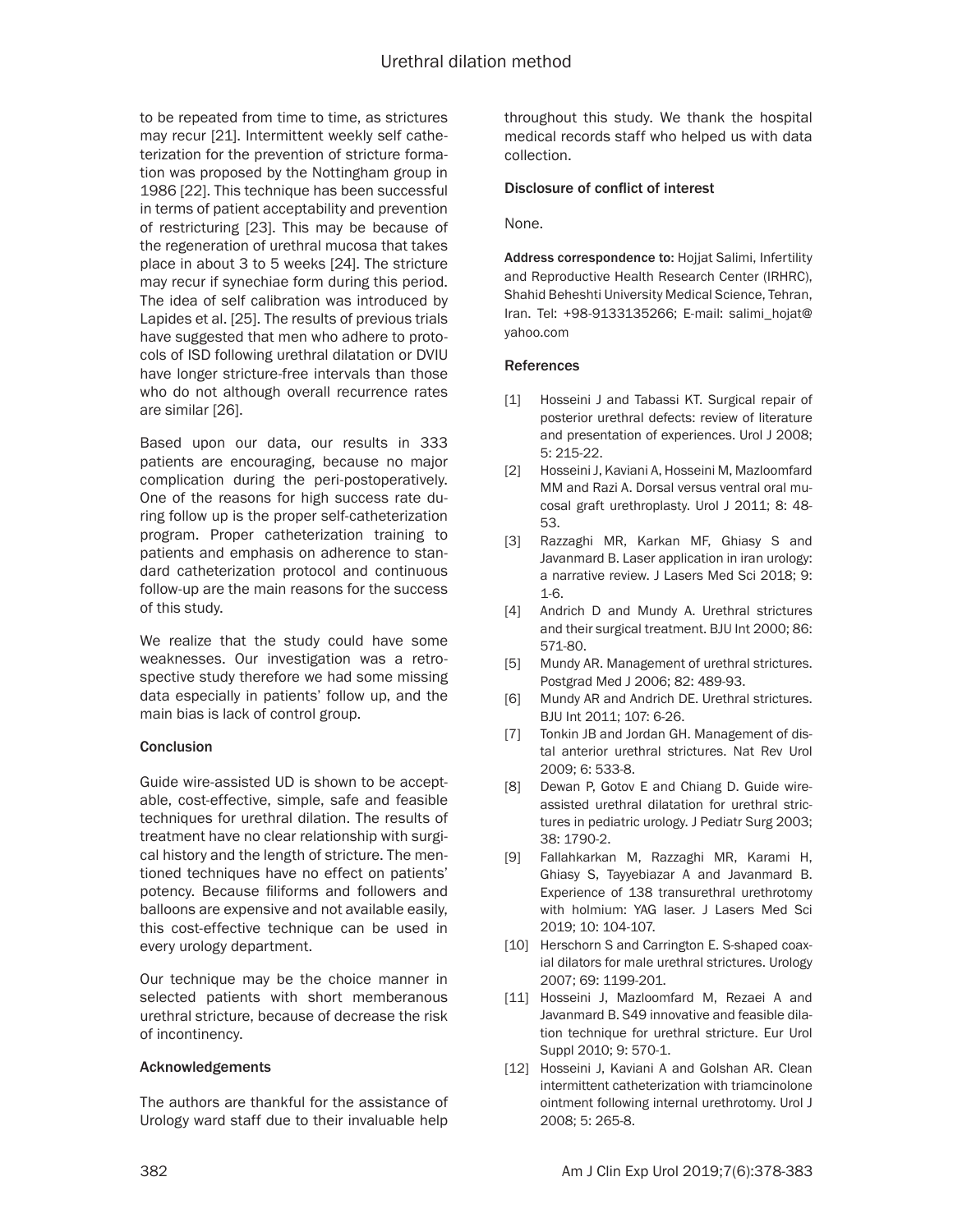to be repeated from time to time, as strictures may recur [21]. Intermittent weekly self catheterization for the prevention of stricture formation was proposed by the Nottingham group in 1986 [22]. This technique has been successful in terms of patient acceptability and prevention of restricturing [23]. This may be because of the regeneration of urethral mucosa that takes place in about 3 to 5 weeks [24]. The stricture may recur if synechiae form during this period. The idea of self calibration was introduced by Lapides et al. [25]. The results of previous trials have suggested that men who adhere to protocols of ISD following urethral dilatation or DVIU have longer stricture-free intervals than those who do not although overall recurrence rates are similar [26].

Based upon our data, our results in 333 patients are encouraging, because no major complication during the peri-postoperatively. One of the reasons for high success rate during follow up is the proper self-catheterization program. Proper catheterization training to patients and emphasis on adherence to standard catheterization protocol and continuous follow-up are the main reasons for the success of this study.

We realize that the study could have some weaknesses. Our investigation was a retrospective study therefore we had some missing data especially in patients' follow up, and the main bias is lack of control group.

### Conclusion

Guide wire-assisted UD is shown to be acceptable, cost-effective, simple, safe and feasible techniques for urethral dilation. The results of treatment have no clear relationship with surgical history and the length of stricture. The mentioned techniques have no effect on patients' potency. Because filiforms and followers and balloons are expensive and not available easily, this cost-effective technique can be used in every urology department.

Our technique may be the choice manner in selected patients with short memberanous urethral stricture, because of decrease the risk of incontinency.

### Acknowledgements

The authors are thankful for the assistance of Urology ward staff due to their invaluable help throughout this study. We thank the hospital medical records staff who helped us with data collection.

### Disclosure of conflict of interest

None.

**Address correspondence to:** Hojjat Salimi, Infertility and Reproductive Health Research Center (IRHRC), Shahid Beheshti University Medical Science, Tehran, Iran. Tel: +98-9133135266; E-mail: salimi_hojat@yahoo.com

### References

[1] Hosseini J and Tabassi KT. Surgical repair of posterior urethral defects: review of literature and presentation of experiences. Urol J 2008; 5: 215-22.

[2] Hosseini J, Kaviani A, Hosseini M, Mazloomfard MM and Razi A. Dorsal versus ventral oral mucosal graft urethroplasty. Urol J 2011; 8: 48-53.

[3] Razzaghi MR, Karkan MF, Ghiasy S and Javanmard B. Laser application in iran urology: a narrative review. J Lasers Med Sci 2018; 9: 1-6.

[4] Andrich D and Mundy A. Urethral strictures and their surgical treatment. BJU Int 2000; 86: 571-80.

[5] Mundy AR. Management of urethral strictures. Postgrad Med J 2006; 82: 489-93.

[6] Mundy AR and Andrich DE. Urethral strictures. BJU Int 2011; 107: 6-26.

[7] Tonkin JB and Jordan GH. Management of distal anterior urethral strictures. Nat Rev Urol 2009; 6: 533-8.

[8] Dewan P, Gotov E and Chiang D. Guide wire-assisted urethral dilatation for urethral strictures in pediatric urology. J Pediatr Surg 2003; 38: 1790-2.

[9] Fallahkarkan M, Razzaghi MR, Karami H, Ghiasy S, Tayyebiazar A and Javanmard B. Experience of 138 transurethral urethrotomy with holmium: YAG laser. J Lasers Med Sci 2019; 10: 104-107.

[10] Herschorn S and Carrington E. S-shaped coaxial dilators for male urethral strictures. Urology 2007; 69: 1199-201.

[11] Hosseini J, Mazloomfard M, Rezaei A and Javanmard B. S49 innovative and feasible dilation technique for urethral stricture. Eur Urol Suppl 2010; 9: 570-1.

[12] Hosseini J, Kaviani A and Golshan AR. Clean intermittent catheterization with triamcinolone ointment following internal urethrotomy. Urol J 2008; 5: 265-8.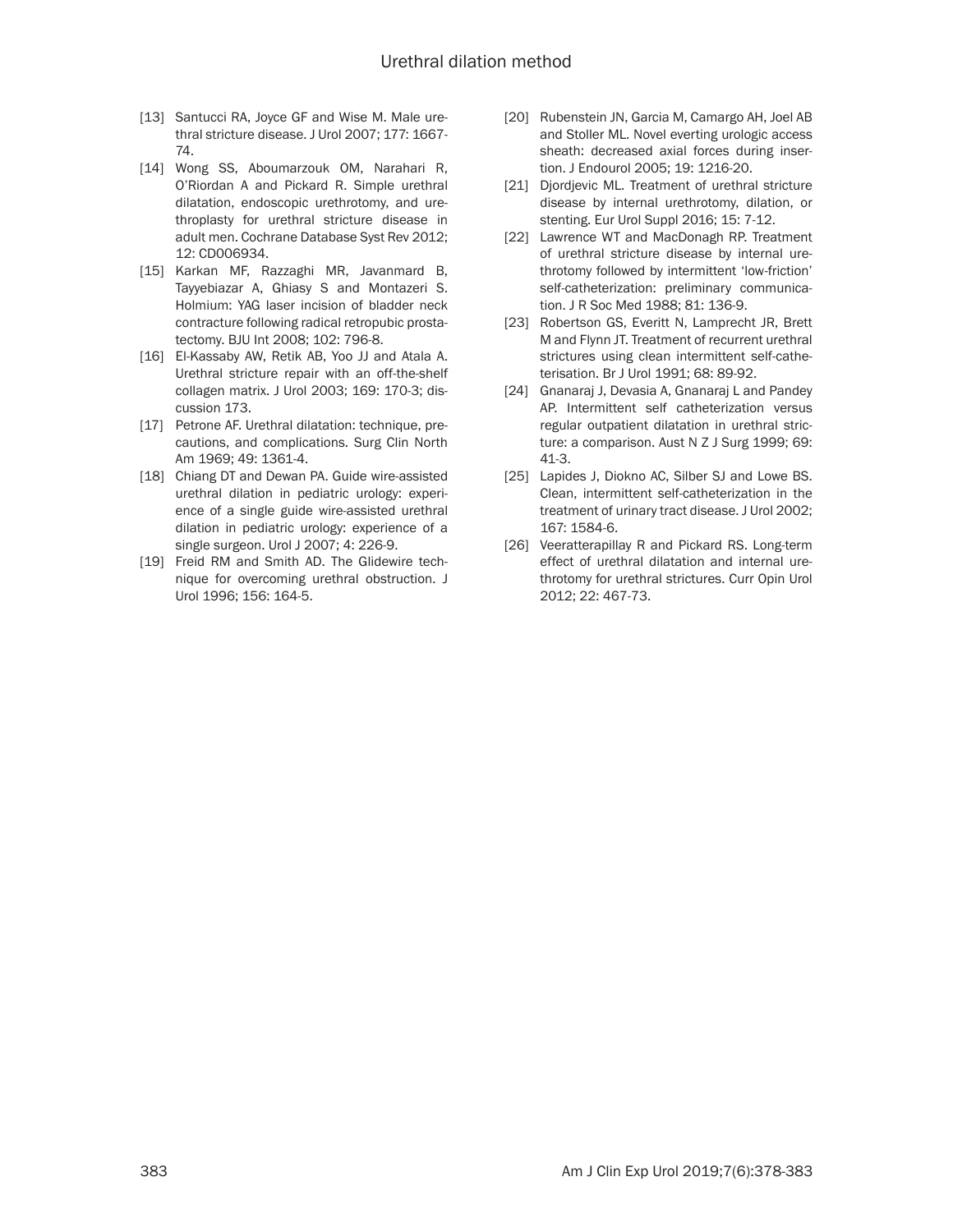[13] Santucci RA, Joyce GF and Wise M. Male urethral stricture disease. J Urol 2007; 177: 1667-74.

[14] Wong SS, Aboumarzouk OM, Narahari R, O'Riordan A and Pickard R. Simple urethral dilatation, endoscopic urethrotomy, and urethroplasty for urethral stricture disease in adult men. Cochrane Database Syst Rev 2012; 12: CD006934.

[15] Karkan MF, Razzaghi MR, Javanmard B, Tayyebiazar A, Ghiasy S and Montazeri S. Holmium: YAG laser incision of bladder neck contracture following radical retropubic prostatectomy. BJU Int 2008; 102: 796-8.

[16] El-Kassaby AW, Retik AB, Yoo JJ and Atala A. Urethral stricture repair with an off-the-shelf collagen matrix. J Urol 2003; 169: 170-3; discussion 173.

[17] Petrone AF. Urethral dilatation: technique, precautions, and complications. Surg Clin North Am 1969; 49: 1361-4.

[18] Chiang DT and Dewan PA. Guide wire-assisted urethral dilation in pediatric urology: experience of a single guide wire-assisted urethral dilation in pediatric urology: experience of a single surgeon. Urol J 2007; 4: 226-9.

[19] Freid RM and Smith AD. The Glidewire technique for overcoming urethral obstruction. J Urol 1996; 156: 164-5.

[20] Rubenstein JN, Garcia M, Camargo AH, Joel AB and Stoller ML. Novel everting urologic access sheath: decreased axial forces during insertion. J Endourol 2005; 19: 1216-20.

[21] Djordjevic ML. Treatment of urethral stricture disease by internal urethrotomy, dilation, or stenting. Eur Urol Suppl 2016; 15: 7-12.

[22] Lawrence WT and MacDonagh RP. Treatment of urethral stricture disease by internal urethrotomy followed by intermittent 'low-friction' self-catheterization: preliminary communication. J R Soc Med 1988; 81: 136-9.

[23] Robertson GS, Everitt N, Lamprecht JR, Brett M and Flynn JT. Treatment of recurrent urethral strictures using clean intermittent self-catheterisation. Br J Urol 1991; 68: 89-92.

[24] Gnanaraj J, Devasia A, Gnanaraj L and Pandey AP. Intermittent self catheterization versus regular outpatient dilatation in urethral stricture: a comparison. Aust N Z J Surg 1999; 69: 41-3.

[25] Lapides J, Diokno AC, Silber SJ and Lowe BS. Clean, intermittent self-catheterization in the treatment of urinary tract disease. J Urol 2002; 167: 1584-6.

[26] Veeratterapillay R and Pickard RS. Long-term effect of urethral dilatation and internal urethrotomy for urethral strictures. Curr Opin Urol 2012; 22: 467-73.